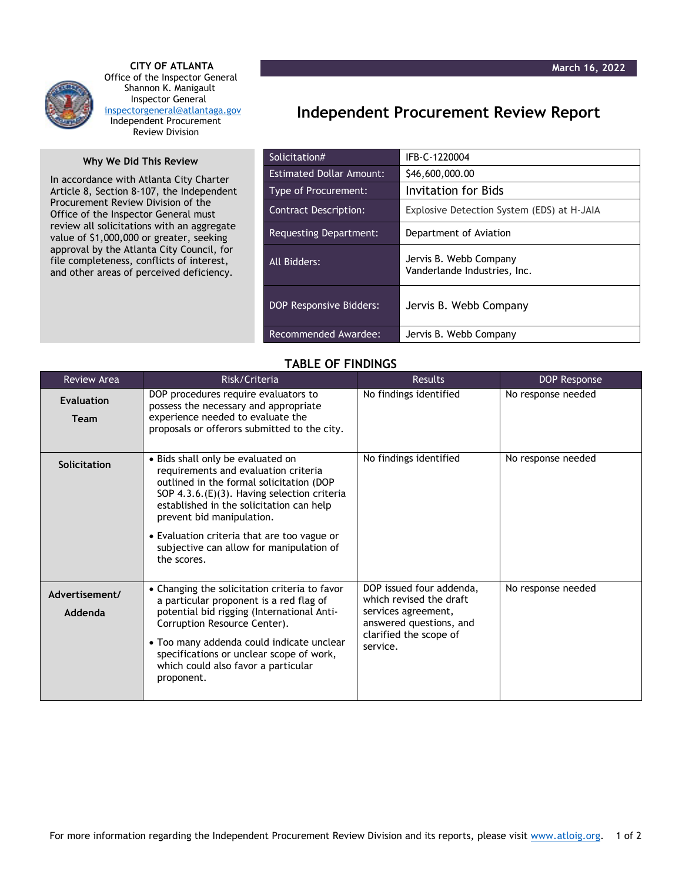**CITY OF ATLANTA**
Office of the Inspector General
Shannon K. Manigault
Inspector General
inspectorgeneral@atlantaga.gov
Independent Procurement Review Division

**March 16, 2022**

# Independent Procurement Review Report

### Why We Did This Review

In accordance with Atlanta City Charter Article 8, Section 8-107, the Independent Procurement Review Division of the Office of the Inspector General must review all solicitations with an aggregate value of $1,000,000 or greater, seeking approval by the Atlanta City Council, for file completeness, conflicts of interest, and other areas of perceived deficiency.

| | |
|---|---|
| Solicitation# | IFB-C-1220004 |
| Estimated Dollar Amount: | $46,600,000.00 |
| Type of Procurement: | Invitation for Bids |
| Contract Description: | Explosive Detection System (EDS) at H-JAIA |
| Requesting Department: | Department of Aviation |
| All Bidders: | Jervis B. Webb Company<br>Vanderlande Industries, Inc. |
| DOP Responsive Bidders: | Jervis B. Webb Company |
| Recommended Awardee: | Jervis B. Webb Company |

## TABLE OF FINDINGS

| Review Area | Risk/Criteria | Results | DOP Response |
|---|---|---|---|
| **Evaluation Team** | DOP procedures require evaluators to possess the necessary and appropriate experience needed to evaluate the proposals or offerors submitted to the city. | No findings identified | No response needed |
| **Solicitation** | • Bids shall only be evaluated on requirements and evaluation criteria outlined in the formal solicitation (DOP SOP 4.3.6.(E)(3). Having selection criteria established in the solicitation can help prevent bid manipulation.<br>• Evaluation criteria that are too vague or subjective can allow for manipulation of the scores. | No findings identified | No response needed |
| **Advertisement/ Addenda** | • Changing the solicitation criteria to favor a particular proponent is a red flag of potential bid rigging (International Anti-Corruption Resource Center).<br>• Too many addenda could indicate unclear specifications or unclear scope of work, which could also favor a particular proponent. | DOP issued four addenda, which revised the draft services agreement, answered questions, and clarified the scope of service. | No response needed |

For more information regarding the Independent Procurement Review Division and its reports, please visit www.atloig.org.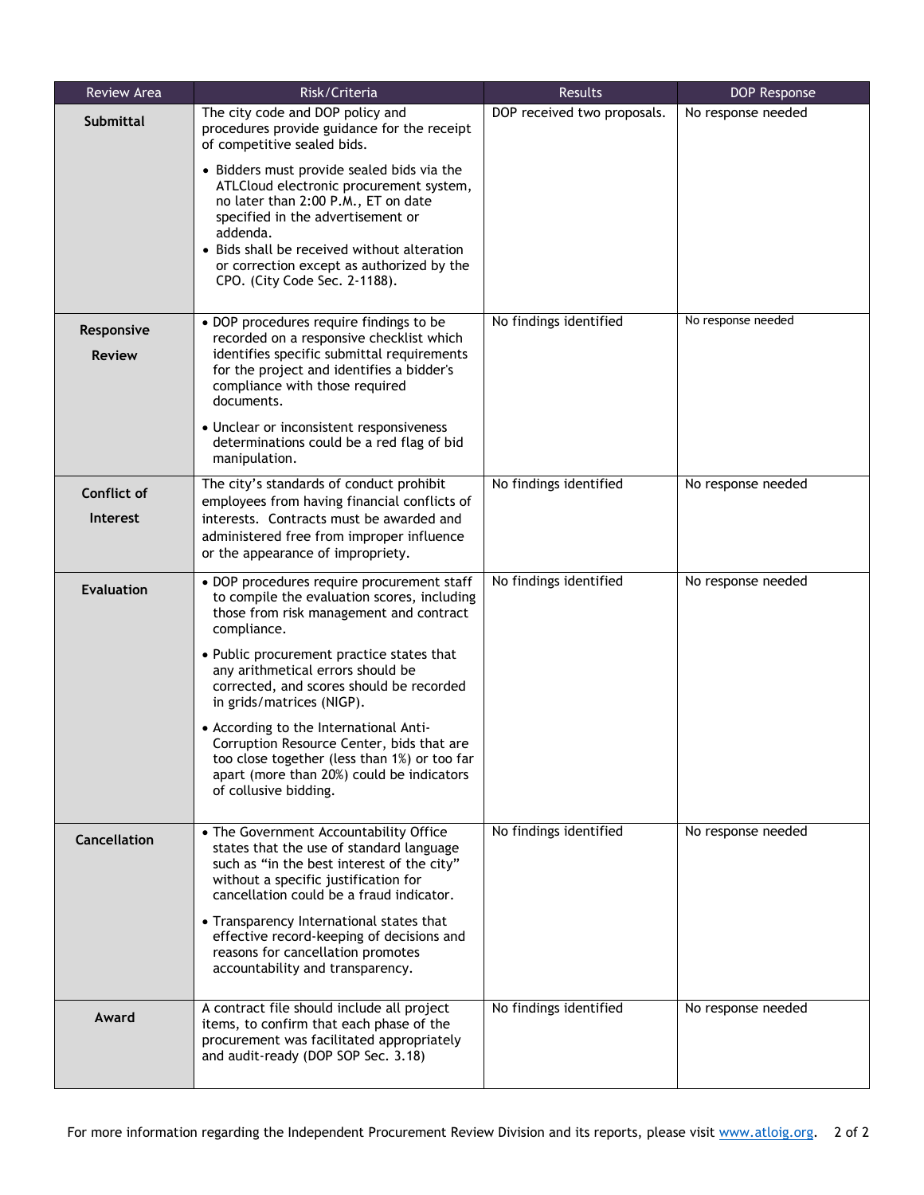| Review Area | Risk/Criteria | Results | DOP Response |
| --- | --- | --- | --- |
| **Submittal** | The city code and DOP policy and procedures provide guidance for the receipt of competitive sealed bids.<br>• Bidders must provide sealed bids via the ATLCloud electronic procurement system, no later than 2:00 P.M., ET on date specified in the advertisement or addenda.<br>• Bids shall be received without alteration or correction except as authorized by the CPO. (City Code Sec. 2-1188). | DOP received two proposals. | No response needed |
| **Responsive Review** | • DOP procedures require findings to be recorded on a responsive checklist which identifies specific submittal requirements for the project and identifies a bidder's compliance with those required documents.<br>• Unclear or inconsistent responsiveness determinations could be a red flag of bid manipulation. | No findings identified | No response needed |
| **Conflict of Interest** | The city's standards of conduct prohibit employees from having financial conflicts of interests. Contracts must be awarded and administered free from improper influence or the appearance of impropriety. | No findings identified | No response needed |
| **Evaluation** | • DOP procedures require procurement staff to compile the evaluation scores, including those from risk management and contract compliance.<br>• Public procurement practice states that any arithmetical errors should be corrected, and scores should be recorded in grids/matrices (NIGP).<br>• According to the International Anti-Corruption Resource Center, bids that are too close together (less than 1%) or too far apart (more than 20%) could be indicators of collusive bidding. | No findings identified | No response needed |
| **Cancellation** | • The Government Accountability Office states that the use of standard language such as "in the best interest of the city" without a specific justification for cancellation could be a fraud indicator.<br>• Transparency International states that effective record-keeping of decisions and reasons for cancellation promotes accountability and transparency. | No findings identified | No response needed |
| **Award** | A contract file should include all project items, to confirm that each phase of the procurement was facilitated appropriately and audit-ready (DOP SOP Sec. 3.18) | No findings identified | No response needed |

For more information regarding the Independent Procurement Review Division and its reports, please visit www.atloig.org.